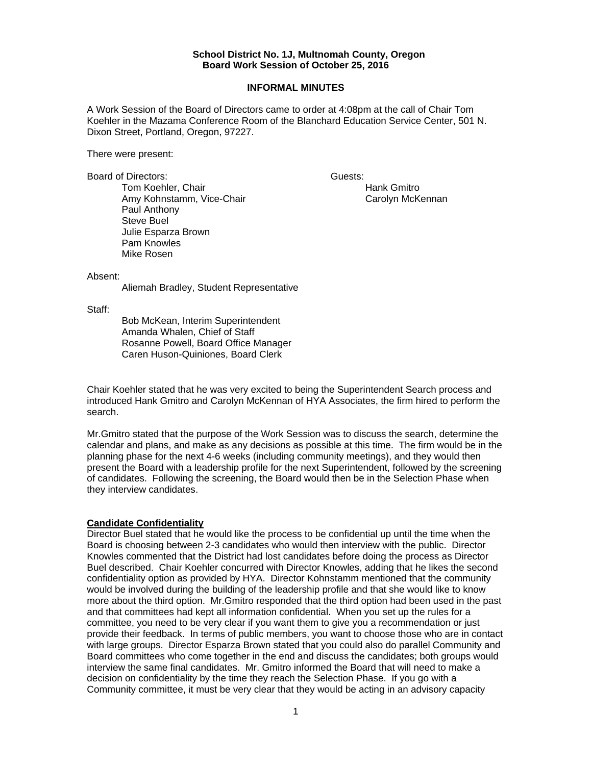**School District No. 1J, Multnomah County, Oregon**
**Board Work Session of October 25, 2016**

**INFORMAL MINUTES**

A Work Session of the Board of Directors came to order at 4:08pm at the call of Chair Tom Koehler in the Mazama Conference Room of the Blanchard Education Service Center, 501 N. Dixon Street, Portland, Oregon, 97227.

There were present:

Board of Directors:
- Tom Koehler, Chair
- Amy Kohnstamm, Vice-Chair
- Paul Anthony
- Steve Buel
- Julie Esparza Brown
- Pam Knowles
- Mike Rosen

Guests:
- Hank Gmitro
- Carolyn McKennan

Absent:
- Aliemah Bradley, Student Representative

Staff:
- Bob McKean, Interim Superintendent
- Amanda Whalen, Chief of Staff
- Rosanne Powell, Board Office Manager
- Caren Huson-Quiniones, Board Clerk

Chair Koehler stated that he was very excited to being the Superintendent Search process and introduced Hank Gmitro and Carolyn McKennan of HYA Associates, the firm hired to perform the search.

Mr.Gmitro stated that the purpose of the Work Session was to discuss the search, determine the calendar and plans, and make as any decisions as possible at this time. The firm would be in the planning phase for the next 4-6 weeks (including community meetings), and they would then present the Board with a leadership profile for the next Superintendent, followed by the screening of candidates. Following the screening, the Board would then be in the Selection Phase when they interview candidates.

**Candidate Confidentiality**

Director Buel stated that he would like the process to be confidential up until the time when the Board is choosing between 2-3 candidates who would then interview with the public. Director Knowles commented that the District had lost candidates before doing the process as Director Buel described. Chair Koehler concurred with Director Knowles, adding that he likes the second confidentiality option as provided by HYA. Director Kohnstamm mentioned that the community would be involved during the building of the leadership profile and that she would like to know more about the third option. Mr.Gmitro responded that the third option had been used in the past and that committees had kept all information confidential. When you set up the rules for a committee, you need to be very clear if you want them to give you a recommendation or just provide their feedback. In terms of public members, you want to choose those who are in contact with large groups. Director Esparza Brown stated that you could also do parallel Community and Board committees who come together in the end and discuss the candidates; both groups would interview the same final candidates. Mr. Gmitro informed the Board that will need to make a decision on confidentiality by the time they reach the Selection Phase. If you go with a Community committee, it must be very clear that they would be acting in an advisory capacity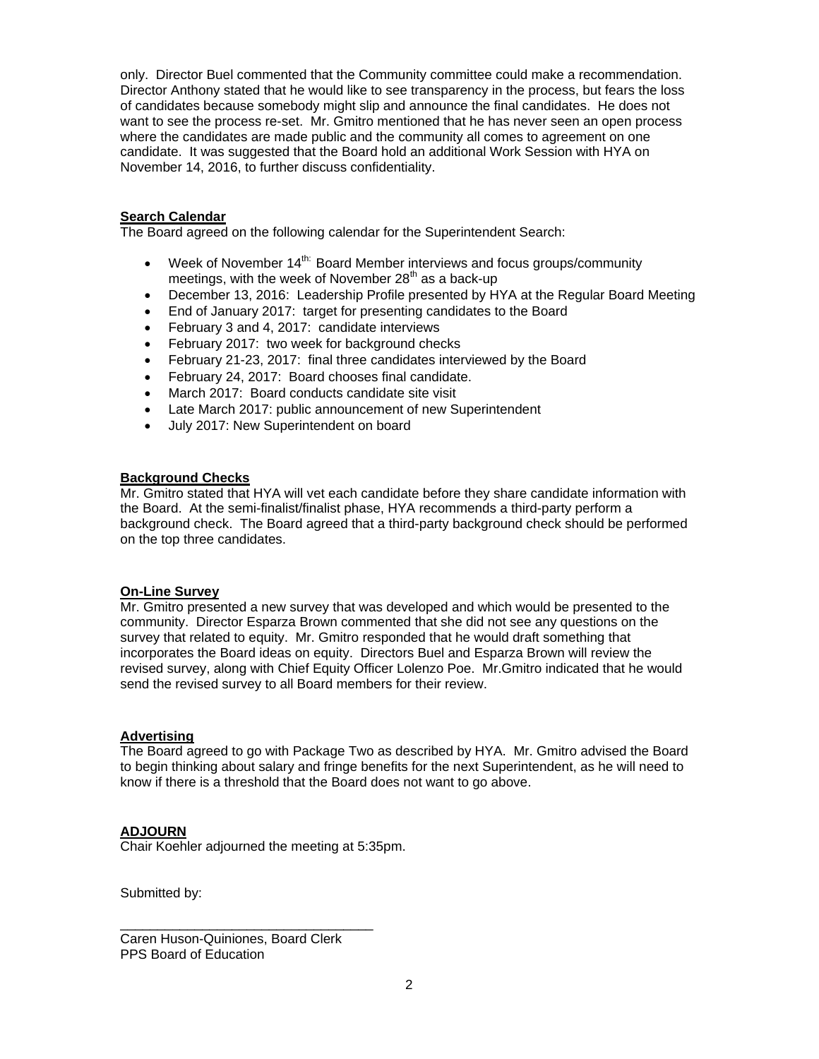only. Director Buel commented that the Community committee could make a recommendation. Director Anthony stated that he would like to see transparency in the process, but fears the loss of candidates because somebody might slip and announce the final candidates. He does not want to see the process re-set. Mr. Gmitro mentioned that he has never seen an open process where the candidates are made public and the community all comes to agreement on one candidate. It was suggested that the Board hold an additional Work Session with HYA on November 14, 2016, to further discuss confidentiality.

**Search Calendar**

The Board agreed on the following calendar for the Superintendent Search:

- Week of November 14th: Board Member interviews and focus groups/community meetings, with the week of November 28th as a back-up
- December 13, 2016: Leadership Profile presented by HYA at the Regular Board Meeting
- End of January 2017: target for presenting candidates to the Board
- February 3 and 4, 2017: candidate interviews
- February 2017: two week for background checks
- February 21-23, 2017: final three candidates interviewed by the Board
- February 24, 2017: Board chooses final candidate.
- March 2017: Board conducts candidate site visit
- Late March 2017: public announcement of new Superintendent
- July 2017: New Superintendent on board

**Background Checks**

Mr. Gmitro stated that HYA will vet each candidate before they share candidate information with the Board. At the semi-finalist/finalist phase, HYA recommends a third-party perform a background check. The Board agreed that a third-party background check should be performed on the top three candidates.

**On-Line Survey**

Mr. Gmitro presented a new survey that was developed and which would be presented to the community. Director Esparza Brown commented that she did not see any questions on the survey that related to equity. Mr. Gmitro responded that he would draft something that incorporates the Board ideas on equity. Directors Buel and Esparza Brown will review the revised survey, along with Chief Equity Officer Lolenzo Poe. Mr.Gmitro indicated that he would send the revised survey to all Board members for their review.

**Advertising**

The Board agreed to go with Package Two as described by HYA. Mr. Gmitro advised the Board to begin thinking about salary and fringe benefits for the next Superintendent, as he will need to know if there is a threshold that the Board does not want to go above.

**ADJOURN**

Chair Koehler adjourned the meeting at 5:35pm.

Submitted by:

\_\_\_\_\_\_\_\_\_\_\_\_\_\_\_\_\_\_\_\_\_\_\_\_\_\_\_\_\_\_\_\_\_\_

Caren Huson-Quiniones, Board Clerk
PPS Board of Education